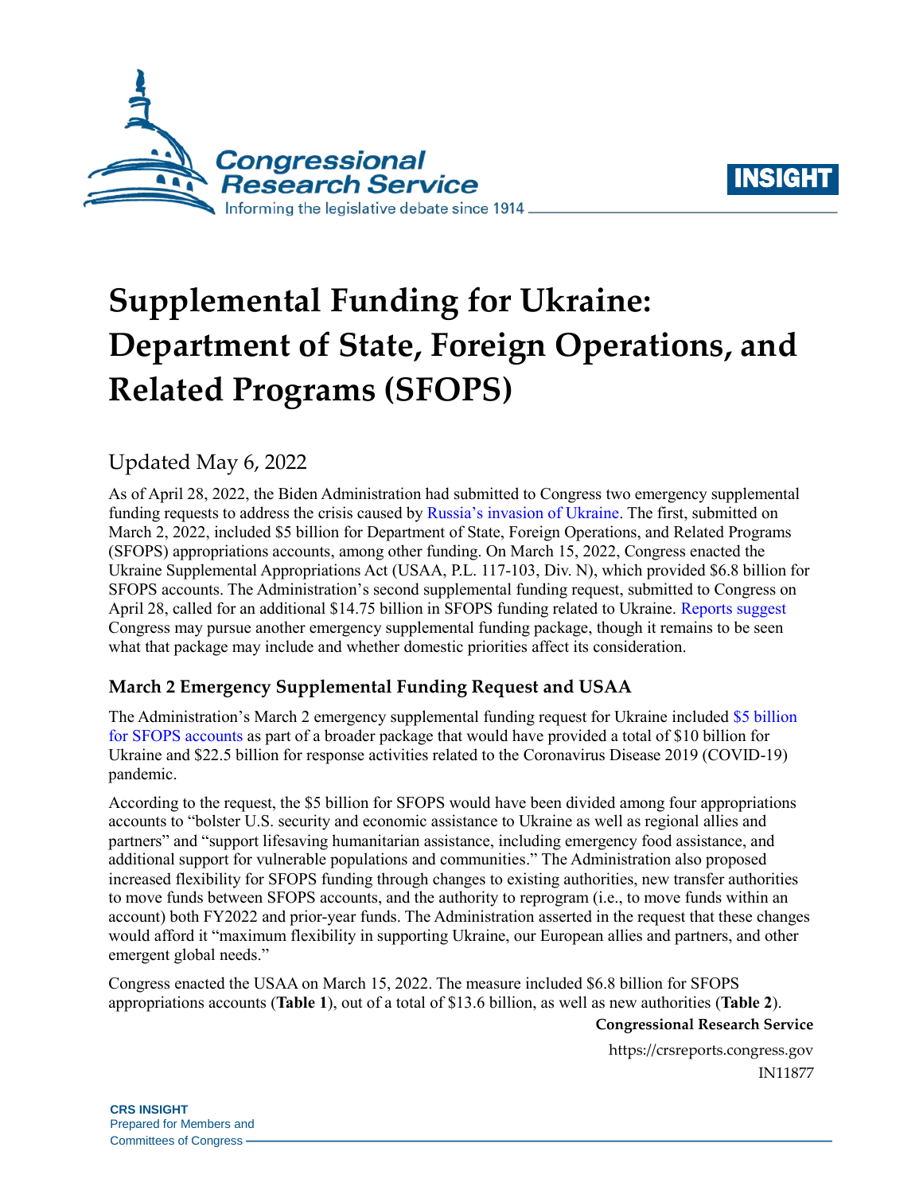# Supplemental Funding for Ukraine: Department of State, Foreign Operations, and Related Programs (SFOPS)

Updated May 6, 2022

As of April 28, 2022, the Biden Administration had submitted to Congress two emergency supplemental funding requests to address the crisis caused by Russia's invasion of Ukraine. The first, submitted on March 2, 2022, included $5 billion for Department of State, Foreign Operations, and Related Programs (SFOPS) appropriations accounts, among other funding. On March 15, 2022, Congress enacted the Ukraine Supplemental Appropriations Act (USAA, P.L. 117-103, Div. N), which provided $6.8 billion for SFOPS accounts. The Administration's second supplemental funding request, submitted to Congress on April 28, called for an additional $14.75 billion in SFOPS funding related to Ukraine. Reports suggest Congress may pursue another emergency supplemental funding package, though it remains to be seen what that package may include and whether domestic priorities affect its consideration.

## March 2 Emergency Supplemental Funding Request and USAA

The Administration's March 2 emergency supplemental funding request for Ukraine included $5 billion for SFOPS accounts as part of a broader package that would have provided a total of $10 billion for Ukraine and $22.5 billion for response activities related to the Coronavirus Disease 2019 (COVID-19) pandemic.

According to the request, the $5 billion for SFOPS would have been divided among four appropriations accounts to "bolster U.S. security and economic assistance to Ukraine as well as regional allies and partners" and "support lifesaving humanitarian assistance, including emergency food assistance, and additional support for vulnerable populations and communities." The Administration also proposed increased flexibility for SFOPS funding through changes to existing authorities, new transfer authorities to move funds between SFOPS accounts, and the authority to reprogram (i.e., to move funds within an account) both FY2022 and prior-year funds. The Administration asserted in the request that these changes would afford it "maximum flexibility in supporting Ukraine, our European allies and partners, and other emergent global needs."

Congress enacted the USAA on March 15, 2022. The measure included $6.8 billion for SFOPS appropriations accounts (**Table 1**), out of a total of $13.6 billion, as well as new authorities (**Table 2**).

**Congressional Research Service**

https://crsreports.congress.gov

IN11877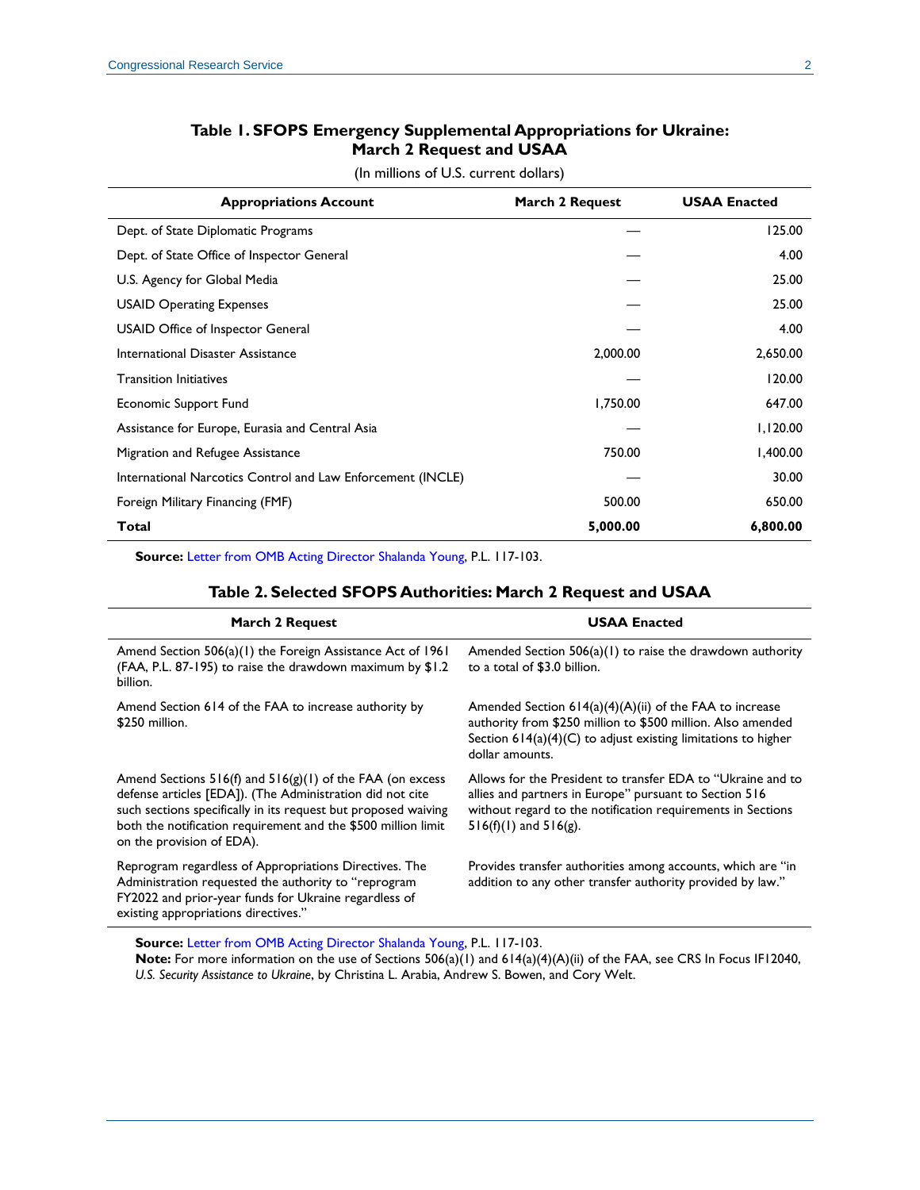**Table 1. SFOPS Emergency Supplemental Appropriations for Ukraine: March 2 Request and USAA**

(In millions of U.S. current dollars)

| Appropriations Account | March 2 Request | USAA Enacted |
| --- | --- | --- |
| Dept. of State Diplomatic Programs | — | 125.00 |
| Dept. of State Office of Inspector General | — | 4.00 |
| U.S. Agency for Global Media | — | 25.00 |
| USAID Operating Expenses | — | 25.00 |
| USAID Office of Inspector General | — | 4.00 |
| International Disaster Assistance | 2,000.00 | 2,650.00 |
| Transition Initiatives | — | 120.00 |
| Economic Support Fund | 1,750.00 | 647.00 |
| Assistance for Europe, Eurasia and Central Asia | — | 1,120.00 |
| Migration and Refugee Assistance | 750.00 | 1,400.00 |
| International Narcotics Control and Law Enforcement (INCLE) | — | 30.00 |
| Foreign Military Financing (FMF) | 500.00 | 650.00 |
| **Total** | **5,000.00** | **6,800.00** |

**Source:** Letter from OMB Acting Director Shalanda Young, P.L. 117-103.

**Table 2. Selected SFOPS Authorities: March 2 Request and USAA**

| March 2 Request | USAA Enacted |
| --- | --- |
| Amend Section 506(a)(1) the Foreign Assistance Act of 1961 (FAA, P.L. 87-195) to raise the drawdown maximum by $1.2 billion. | Amended Section 506(a)(1) to raise the drawdown authority to a total of $3.0 billion. |
| Amend Section 614 of the FAA to increase authority by $250 million. | Amended Section 614(a)(4)(A)(ii) of the FAA to increase authority from $250 million to $500 million. Also amended Section 614(a)(4)(C) to adjust existing limitations to higher dollar amounts. |
| Amend Sections 516(f) and 516(g)(1) of the FAA (on excess defense articles [EDA]). (The Administration did not cite such sections specifically in its request but proposed waiving both the notification requirement and the $500 million limit on the provision of EDA). | Allows for the President to transfer EDA to "Ukraine and to allies and partners in Europe" pursuant to Section 516 without regard to the notification requirements in Sections 516(f)(1) and 516(g). |
| Reprogram regardless of Appropriations Directives. The Administration requested the authority to "reprogram FY2022 and prior-year funds for Ukraine regardless of existing appropriations directives." | Provides transfer authorities among accounts, which are "in addition to any other transfer authority provided by law." |

**Source:** Letter from OMB Acting Director Shalanda Young, P.L. 117-103.

**Note:** For more information on the use of Sections 506(a)(1) and 614(a)(4)(A)(ii) of the FAA, see CRS In Focus IF12040, *U.S. Security Assistance to Ukraine*, by Christina L. Arabia, Andrew S. Bowen, and Cory Welt.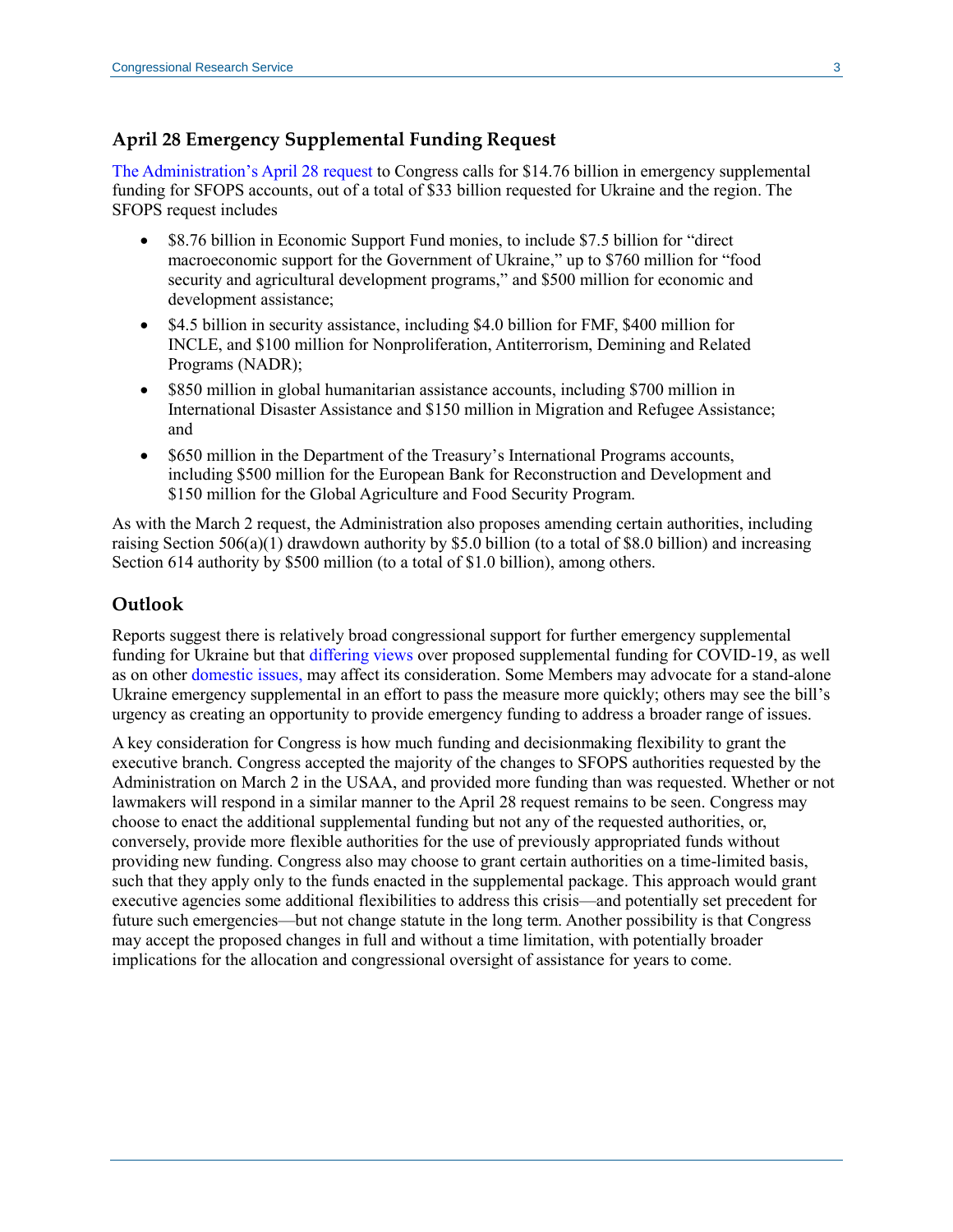## April 28 Emergency Supplemental Funding Request

The Administration's April 28 request to Congress calls for $14.76 billion in emergency supplemental funding for SFOPS accounts, out of a total of $33 billion requested for Ukraine and the region. The SFOPS request includes

- $8.76 billion in Economic Support Fund monies, to include $7.5 billion for "direct macroeconomic support for the Government of Ukraine," up to $760 million for "food security and agricultural development programs," and $500 million for economic and development assistance;
- $4.5 billion in security assistance, including $4.0 billion for FMF, $400 million for INCLE, and $100 million for Nonproliferation, Antiterrorism, Demining and Related Programs (NADR);
- $850 million in global humanitarian assistance accounts, including $700 million in International Disaster Assistance and $150 million in Migration and Refugee Assistance; and
- $650 million in the Department of the Treasury's International Programs accounts, including $500 million for the European Bank for Reconstruction and Development and $150 million for the Global Agriculture and Food Security Program.

As with the March 2 request, the Administration also proposes amending certain authorities, including raising Section 506(a)(1) drawdown authority by $5.0 billion (to a total of $8.0 billion) and increasing Section 614 authority by $500 million (to a total of $1.0 billion), among others.

## Outlook

Reports suggest there is relatively broad congressional support for further emergency supplemental funding for Ukraine but that differing views over proposed supplemental funding for COVID-19, as well as on other domestic issues, may affect its consideration. Some Members may advocate for a stand-alone Ukraine emergency supplemental in an effort to pass the measure more quickly; others may see the bill's urgency as creating an opportunity to provide emergency funding to address a broader range of issues.

A key consideration for Congress is how much funding and decisionmaking flexibility to grant the executive branch. Congress accepted the majority of the changes to SFOPS authorities requested by the Administration on March 2 in the USAA, and provided more funding than was requested. Whether or not lawmakers will respond in a similar manner to the April 28 request remains to be seen. Congress may choose to enact the additional supplemental funding but not any of the requested authorities, or, conversely, provide more flexible authorities for the use of previously appropriated funds without providing new funding. Congress also may choose to grant certain authorities on a time-limited basis, such that they apply only to the funds enacted in the supplemental package. This approach would grant executive agencies some additional flexibilities to address this crisis—and potentially set precedent for future such emergencies—but not change statute in the long term. Another possibility is that Congress may accept the proposed changes in full and without a time limitation, with potentially broader implications for the allocation and congressional oversight of assistance for years to come.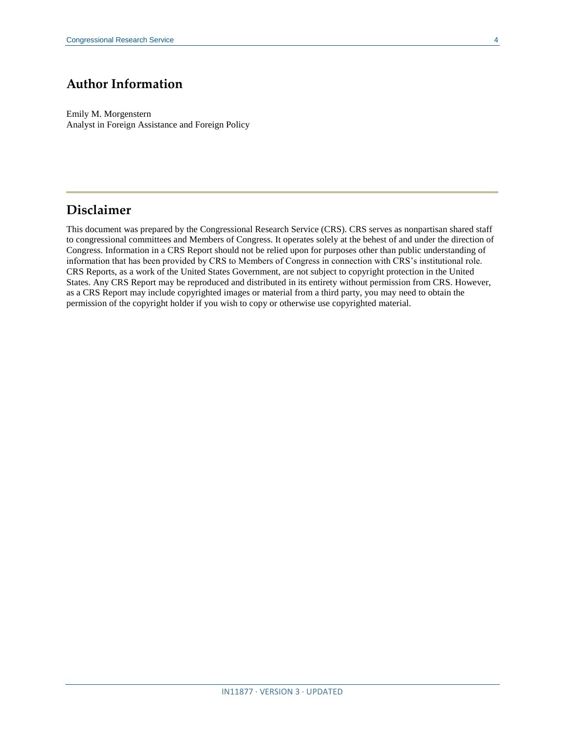## Author Information

Emily M. Morgenstern
Analyst in Foreign Assistance and Foreign Policy

## Disclaimer

This document was prepared by the Congressional Research Service (CRS). CRS serves as nonpartisan shared staff to congressional committees and Members of Congress. It operates solely at the behest of and under the direction of Congress. Information in a CRS Report should not be relied upon for purposes other than public understanding of information that has been provided by CRS to Members of Congress in connection with CRS's institutional role. CRS Reports, as a work of the United States Government, are not subject to copyright protection in the United States. Any CRS Report may be reproduced and distributed in its entirety without permission from CRS. However, as a CRS Report may include copyrighted images or material from a third party, you may need to obtain the permission of the copyright holder if you wish to copy or otherwise use copyrighted material.